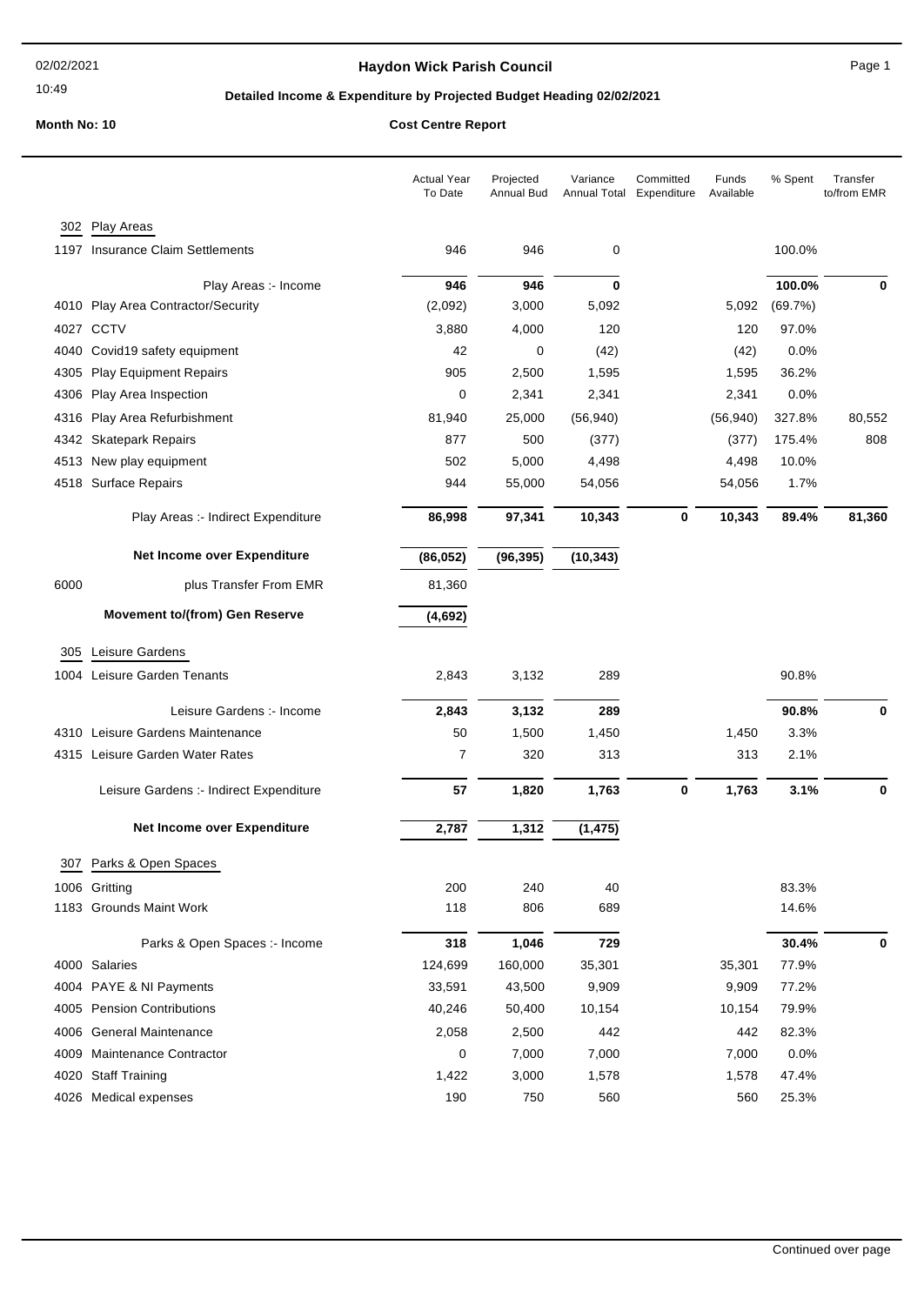# Haydon Wick Parish Council

02/02/2021

10:49

## Detailed Income & Expenditure by Projected Budget Heading 02/02/2021

**Month No: 10** **Cost Centre Report**

| | | Actual Year To Date | Projected Annual Bud | Variance Annual Total | Committed Expenditure | Funds Available | % Spent | Transfer to/from EMR |
|---|---|---|---|---|---|---|---|---|
| 302 | Play Areas | | | | | | | |
| 1197 | Insurance Claim Settlements | 946 | 946 | 0 | | | 100.0% | |
| | Play Areas :- Income | **946** | **946** | **0** | | | **100.0%** | **0** |
| 4010 | Play Area Contractor/Security | (2,092) | 3,000 | 5,092 | | 5,092 | (69.7%) | |
| 4027 | CCTV | 3,880 | 4,000 | 120 | | 120 | 97.0% | |
| 4040 | Covid19 safety equipment | 42 | 0 | (42) | | (42) | 0.0% | |
| 4305 | Play Equipment Repairs | 905 | 2,500 | 1,595 | | 1,595 | 36.2% | |
| 4306 | Play Area Inspection | 0 | 2,341 | 2,341 | | 2,341 | 0.0% | |
| 4316 | Play Area Refurbishment | 81,940 | 25,000 | (56,940) | | (56,940) | 327.8% | 80,552 |
| 4342 | Skatepark Repairs | 877 | 500 | (377) | | (377) | 175.4% | 808 |
| 4513 | New play equipment | 502 | 5,000 | 4,498 | | 4,498 | 10.0% | |
| 4518 | Surface Repairs | 944 | 55,000 | 54,056 | | 54,056 | 1.7% | |
| | Play Areas :- Indirect Expenditure | **86,998** | **97,341** | **10,343** | **0** | **10,343** | **89.4%** | **81,360** |
| | **Net Income over Expenditure** | **(86,052)** | **(96,395)** | **(10,343)** | | | | |
| 6000 | plus Transfer From EMR | 81,360 | | | | | | |
| | **Movement to/(from) Gen Reserve** | **(4,692)** | | | | | | |
| 305 | Leisure Gardens | | | | | | | |
| 1004 | Leisure Garden Tenants | 2,843 | 3,132 | 289 | | | 90.8% | |
| | Leisure Gardens :- Income | **2,843** | **3,132** | **289** | | | **90.8%** | **0** |
| 4310 | Leisure Gardens Maintenance | 50 | 1,500 | 1,450 | | 1,450 | 3.3% | |
| 4315 | Leisure Garden Water Rates | 7 | 320 | 313 | | 313 | 2.1% | |
| | Leisure Gardens :- Indirect Expenditure | **57** | **1,820** | **1,763** | **0** | **1,763** | **3.1%** | **0** |
| | **Net Income over Expenditure** | **2,787** | **1,312** | **(1,475)** | | | | |
| 307 | Parks & Open Spaces | | | | | | | |
| 1006 | Gritting | 200 | 240 | 40 | | | 83.3% | |
| 1183 | Grounds Maint Work | 118 | 806 | 689 | | | 14.6% | |
| | Parks & Open Spaces :- Income | **318** | **1,046** | **729** | | | **30.4%** | **0** |
| 4000 | Salaries | 124,699 | 160,000 | 35,301 | | 35,301 | 77.9% | |
| 4004 | PAYE & NI Payments | 33,591 | 43,500 | 9,909 | | 9,909 | 77.2% | |
| 4005 | Pension Contributions | 40,246 | 50,400 | 10,154 | | 10,154 | 79.9% | |
| 4006 | General Maintenance | 2,058 | 2,500 | 442 | | 442 | 82.3% | |
| 4009 | Maintenance Contractor | 0 | 7,000 | 7,000 | | 7,000 | 0.0% | |
| 4020 | Staff Training | 1,422 | 3,000 | 1,578 | | 1,578 | 47.4% | |
| 4026 | Medical expenses | 190 | 750 | 560 | | 560 | 25.3% | |

Continued over page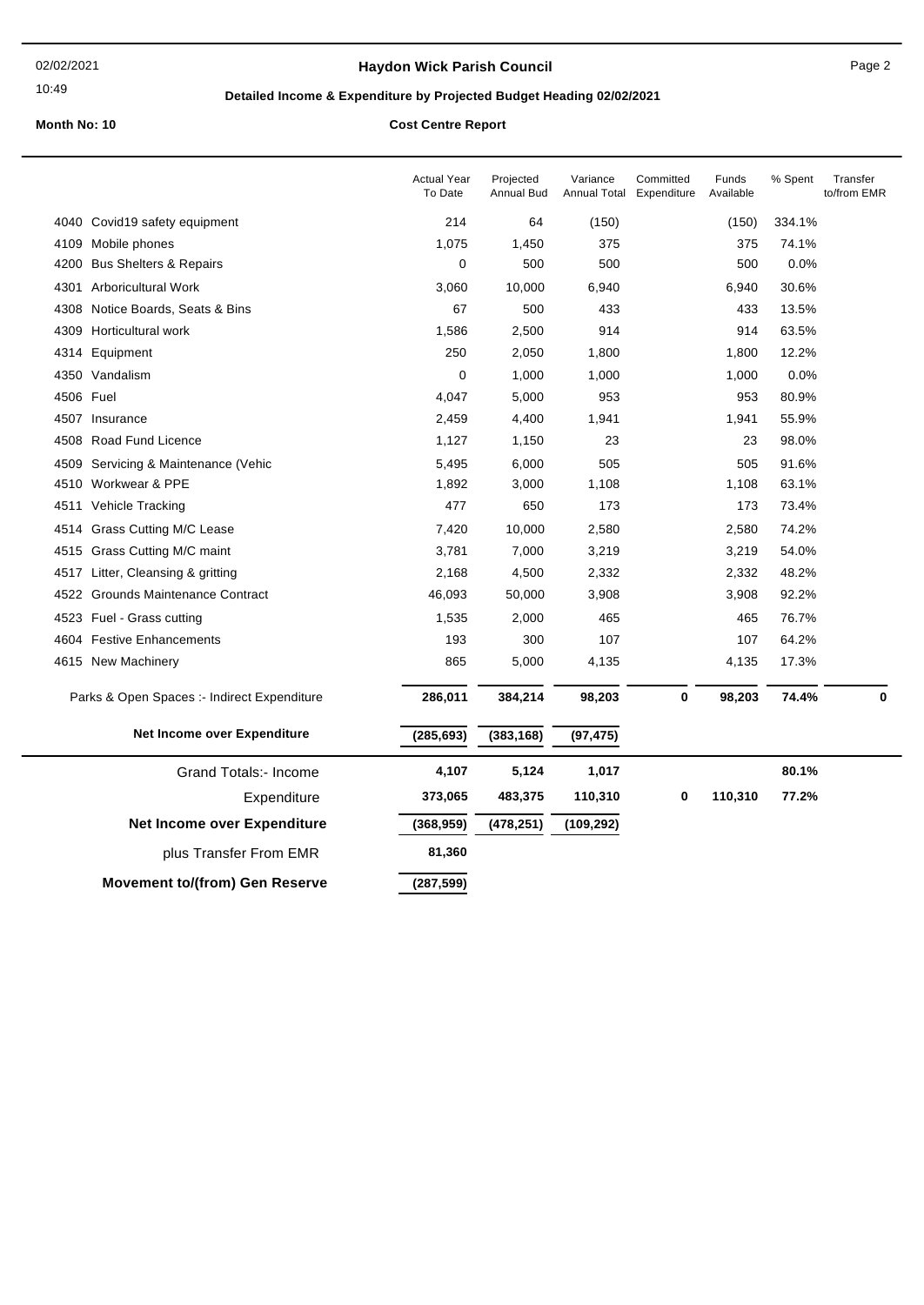**Haydon Wick Parish Council**

**Detailed Income & Expenditure by Projected Budget Heading 02/02/2021**

**Month No: 10**

**Cost Centre Report**

| | Actual Year To Date | Projected Annual Bud | Variance Annual Total | Committed Expenditure | Funds Available | % Spent | Transfer to/from EMR |
|---|---|---|---|---|---|---|---|
| 4040 Covid19 safety equipment | 214 | 64 | (150) | | (150) | 334.1% | |
| 4109 Mobile phones | 1,075 | 1,450 | 375 | | 375 | 74.1% | |
| 4200 Bus Shelters & Repairs | 0 | 500 | 500 | | 500 | 0.0% | |
| 4301 Arboricultural Work | 3,060 | 10,000 | 6,940 | | 6,940 | 30.6% | |
| 4308 Notice Boards, Seats & Bins | 67 | 500 | 433 | | 433 | 13.5% | |
| 4309 Horticultural work | 1,586 | 2,500 | 914 | | 914 | 63.5% | |
| 4314 Equipment | 250 | 2,050 | 1,800 | | 1,800 | 12.2% | |
| 4350 Vandalism | 0 | 1,000 | 1,000 | | 1,000 | 0.0% | |
| 4506 Fuel | 4,047 | 5,000 | 953 | | 953 | 80.9% | |
| 4507 Insurance | 2,459 | 4,400 | 1,941 | | 1,941 | 55.9% | |
| 4508 Road Fund Licence | 1,127 | 1,150 | 23 | | 23 | 98.0% | |
| 4509 Servicing & Maintenance (Vehic | 5,495 | 6,000 | 505 | | 505 | 91.6% | |
| 4510 Workwear & PPE | 1,892 | 3,000 | 1,108 | | 1,108 | 63.1% | |
| 4511 Vehicle Tracking | 477 | 650 | 173 | | 173 | 73.4% | |
| 4514 Grass Cutting M/C Lease | 7,420 | 10,000 | 2,580 | | 2,580 | 74.2% | |
| 4515 Grass Cutting M/C maint | 3,781 | 7,000 | 3,219 | | 3,219 | 54.0% | |
| 4517 Litter, Cleansing & gritting | 2,168 | 4,500 | 2,332 | | 2,332 | 48.2% | |
| 4522 Grounds Maintenance Contract | 46,093 | 50,000 | 3,908 | | 3,908 | 92.2% | |
| 4523 Fuel - Grass cutting | 1,535 | 2,000 | 465 | | 465 | 76.7% | |
| 4604 Festive Enhancements | 193 | 300 | 107 | | 107 | 64.2% | |
| 4615 New Machinery | 865 | 5,000 | 4,135 | | 4,135 | 17.3% | |
| Parks & Open Spaces :- Indirect Expenditure | **286,011** | **384,214** | **98,203** | **0** | **98,203** | **74.4%** | **0** |
| **Net Income over Expenditure** | **(285,693)** | **(383,168)** | **(97,475)** | | | | |

| | Actual Year To Date | Projected Annual Bud | Variance Annual Total | Committed Expenditure | Funds Available | % Spent | Transfer to/from EMR |
|---|---|---|---|---|---|---|---|
| Grand Totals:- Income | **4,107** | **5,124** | **1,017** | | | **80.1%** | |
| Expenditure | **373,065** | **483,375** | **110,310** | **0** | **110,310** | **77.2%** | |
| **Net Income over Expenditure** | **(368,959)** | **(478,251)** | **(109,292)** | | | | |
| plus Transfer From EMR | **81,360** | | | | | | |
| **Movement to/(from) Gen Reserve** | **(287,599)** | | | | | | |